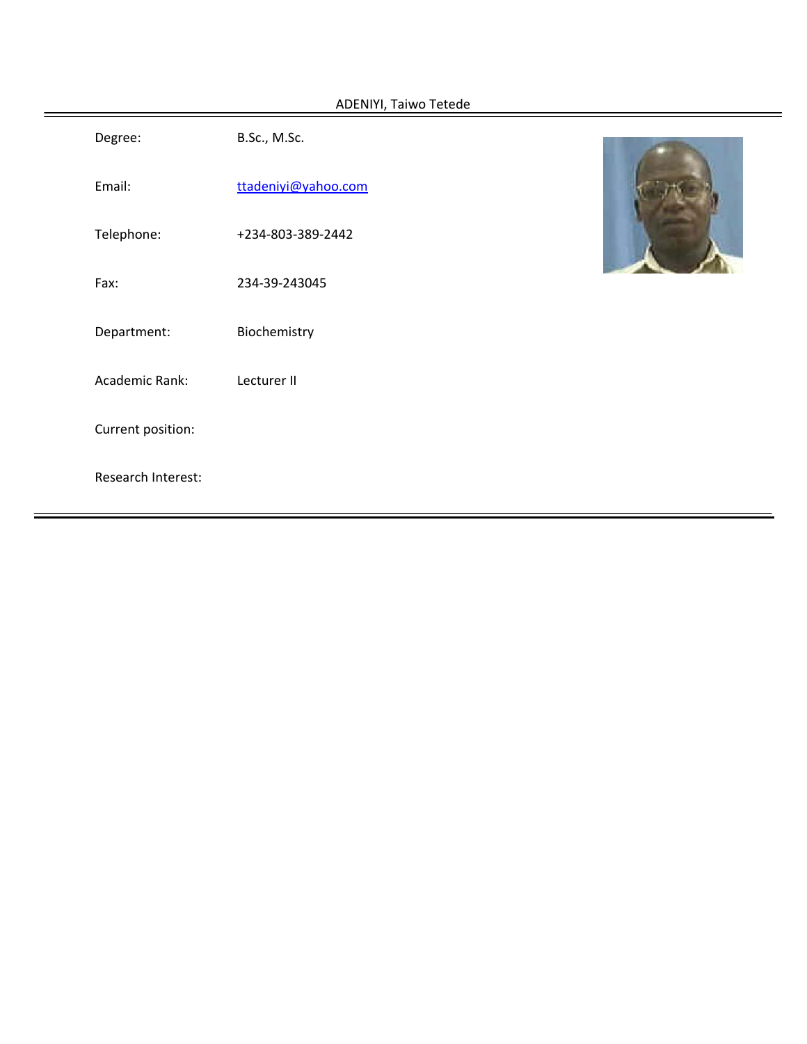# ADENIYI, Taiwo Tetede

| | |
|---|---|
| Degree: | B.Sc., M.Sc. |
| Email: | ttadeniyi@yahoo.com |
| Telephone: | +234-803-389-2442 |
| Fax: | 234-39-243045 |
| Department: | Biochemistry |
| Academic Rank: | Lecturer II |
| Current position: | |
| Research Interest: | |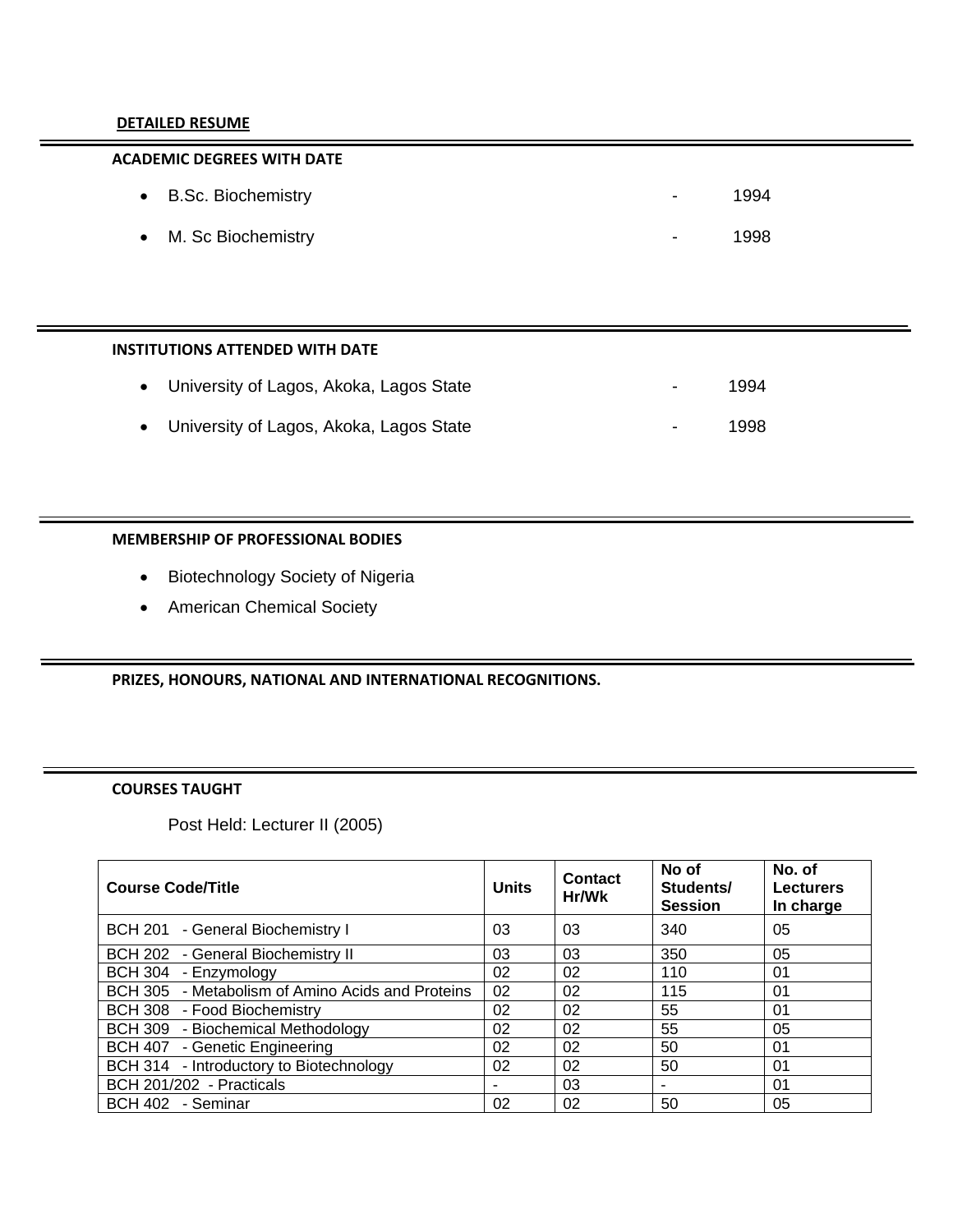## DETAILED RESUME

### ACADEMIC DEGREES WITH DATE

- B.Sc. Biochemistry - 1994
- M. Sc Biochemistry - 1998

### INSTITUTIONS ATTENDED WITH DATE

- University of Lagos, Akoka, Lagos State - 1994
- University of Lagos, Akoka, Lagos State - 1998

### MEMBERSHIP OF PROFESSIONAL BODIES

- Biotechnology Society of Nigeria
- American Chemical Society

### PRIZES, HONOURS, NATIONAL AND INTERNATIONAL RECOGNITIONS.

### COURSES TAUGHT

Post Held: Lecturer II (2005)

| Course Code/Title | Units | Contact Hr/Wk | No of Students/ Session | No. of Lecturers In charge |
|---|---|---|---|---|
| BCH 201 - General Biochemistry I | 03 | 03 | 340 | 05 |
| BCH 202 - General Biochemistry II | 03 | 03 | 350 | 05 |
| BCH 304 - Enzymology | 02 | 02 | 110 | 01 |
| BCH 305 - Metabolism of Amino Acids and Proteins | 02 | 02 | 115 | 01 |
| BCH 308 - Food Biochemistry | 02 | 02 | 55 | 01 |
| BCH 309 - Biochemical Methodology | 02 | 02 | 55 | 05 |
| BCH 407 - Genetic Engineering | 02 | 02 | 50 | 01 |
| BCH 314 - Introductory to Biotechnology | 02 | 02 | 50 | 01 |
| BCH 201/202 - Practicals | - | 03 | - | 01 |
| BCH 402 - Seminar | 02 | 02 | 50 | 05 |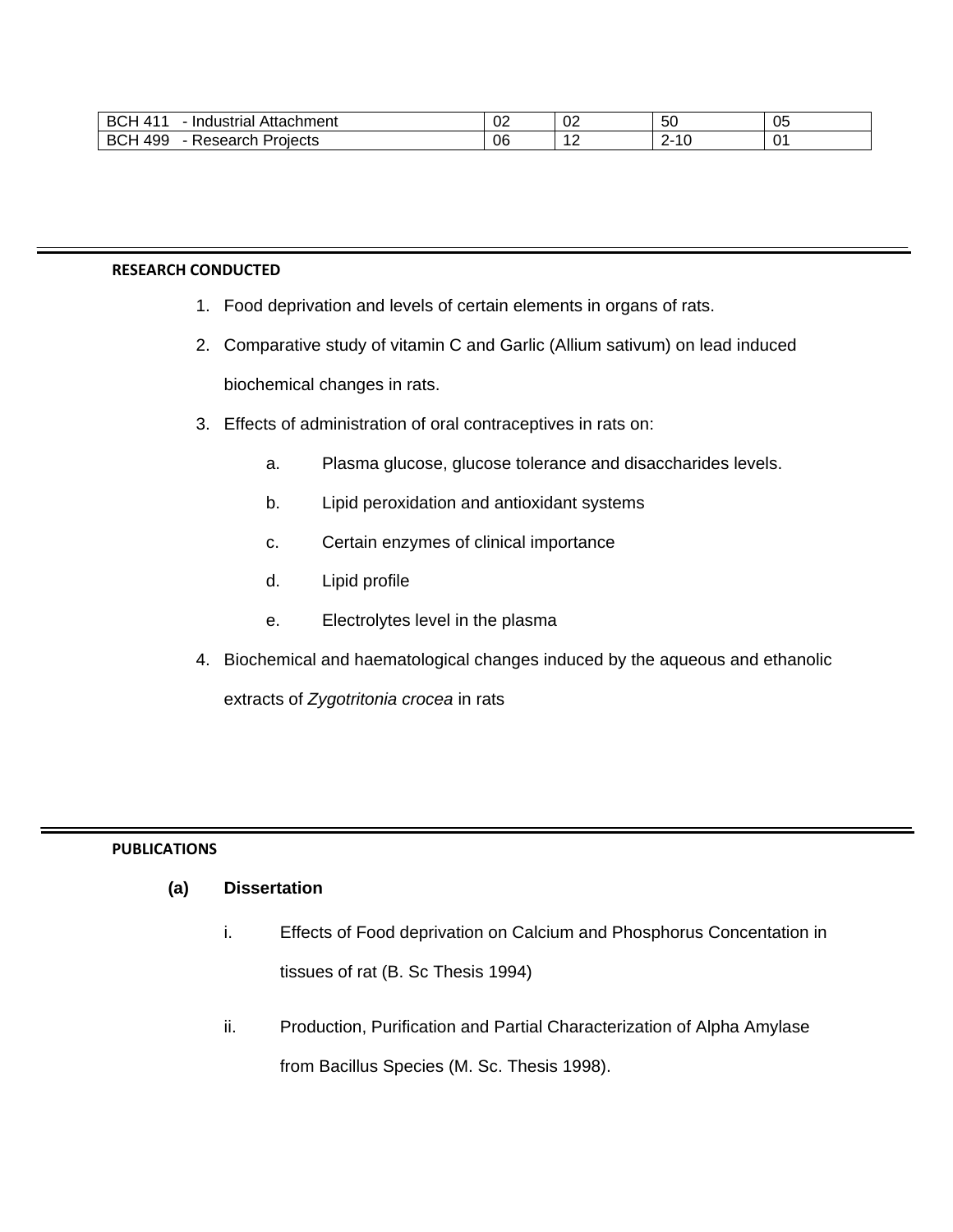| BCH 411 - Industrial Attachment | 02 | 02 | 50 | 05 |
|---|---|---|---|---|
| BCH 499 - Research Projects | 06 | 12 | 2-10 | 01 |

## RESEARCH CONDUCTED

1. Food deprivation and levels of certain elements in organs of rats.
2. Comparative study of vitamin C and Garlic (Allium sativum) on lead induced biochemical changes in rats.
3. Effects of administration of oral contraceptives in rats on:
   a. Plasma glucose, glucose tolerance and disaccharides levels.
   b. Lipid peroxidation and antioxidant systems
   c. Certain enzymes of clinical importance
   d. Lipid profile
   e. Electrolytes level in the plasma
4. Biochemical and haematological changes induced by the aqueous and ethanolic extracts of *Zygotritonia crocea* in rats

## PUBLICATIONS

**(a) Dissertation**

i. Effects of Food deprivation on Calcium and Phosphorus Concentation in tissues of rat (B. Sc Thesis 1994)

ii. Production, Purification and Partial Characterization of Alpha Amylase from Bacillus Species (M. Sc. Thesis 1998).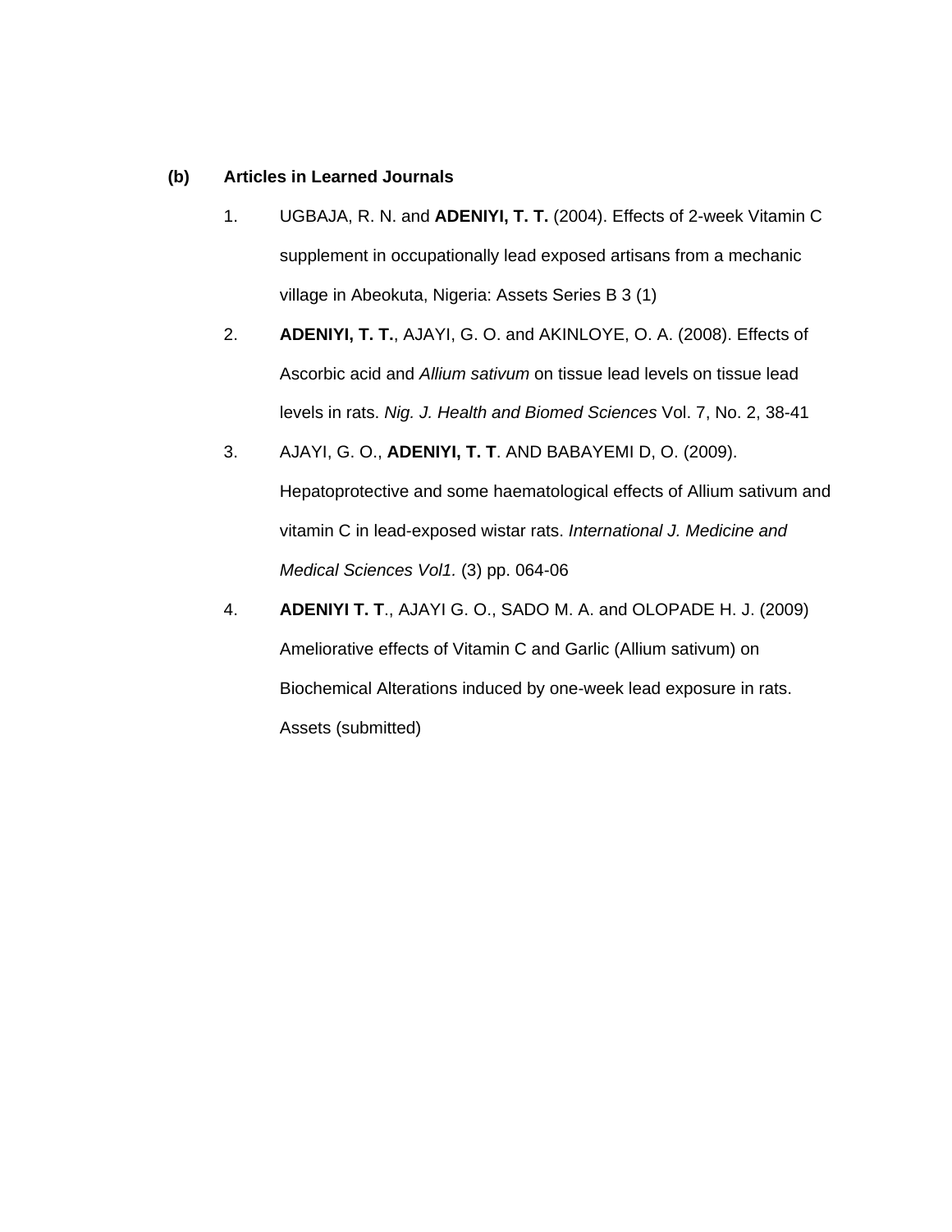**(b) Articles in Learned Journals**

1. UGBAJA, R. N. and **ADENIYI, T. T.** (2004). Effects of 2-week Vitamin C supplement in occupationally lead exposed artisans from a mechanic village in Abeokuta, Nigeria: Assets Series B 3 (1)
2. **ADENIYI, T. T.**, AJAYI, G. O. and AKINLOYE, O. A. (2008). Effects of Ascorbic acid and *Allium sativum* on tissue lead levels on tissue lead levels in rats. *Nig. J. Health and Biomed Sciences* Vol. 7, No. 2, 38-41
3. AJAYI, G. O., **ADENIYI, T. T**. AND BABAYEMI D, O. (2009). Hepatoprotective and some haematological effects of Allium sativum and vitamin C in lead-exposed wistar rats. *International J. Medicine and Medical Sciences Vol1.* (3) pp. 064-06
4. **ADENIYI T. T**., AJAYI G. O., SADO M. A. and OLOPADE H. J. (2009) Ameliorative effects of Vitamin C and Garlic (Allium sativum) on Biochemical Alterations induced by one-week lead exposure in rats. Assets (submitted)